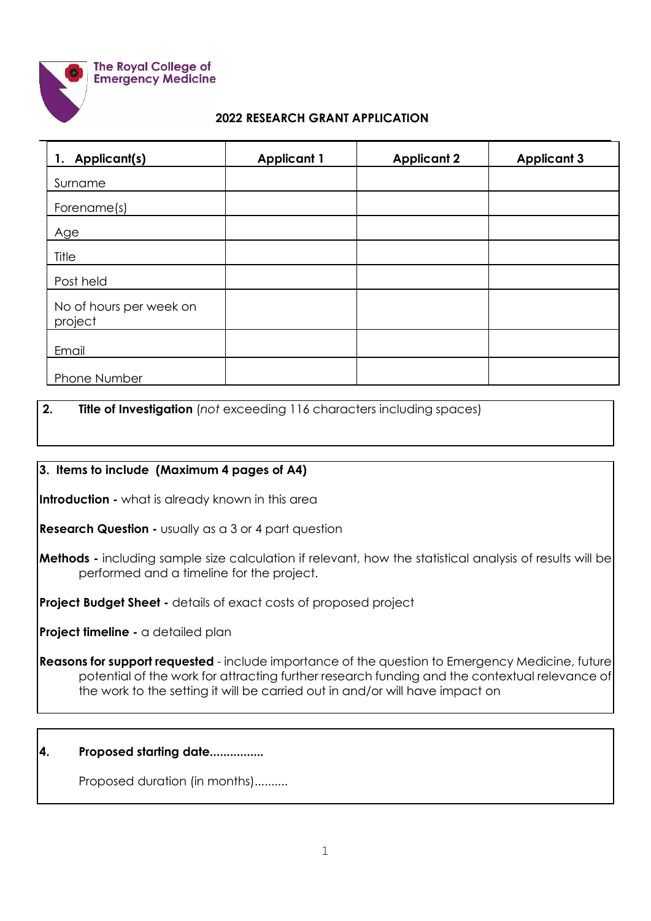The Royal College of Emergency Medicine

## 2022 RESEARCH GRANT APPLICATION

| 1. Applicant(s) | Applicant 1 | Applicant 2 | Applicant 3 |
|---|---|---|---|
| Surname | | | |
| Forename(s) | | | |
| Age | | | |
| Title | | | |
| Post held | | | |
| No of hours per week on project | | | |
| Email | | | |
| Phone Number | | | |

**2. Title of Investigation** (*not* exceeding 116 characters including spaces)

**3. Items to include (Maximum 4 pages of A4)**

**Introduction -** what is already known in this area

**Research Question -** usually as a 3 or 4 part question

**Methods -** including sample size calculation if relevant, how the statistical analysis of results will be performed and a timeline for the project.

**Project Budget Sheet -** details of exact costs of proposed project

**Project timeline -** a detailed plan

**Reasons for support requested** - include importance of the question to Emergency Medicine, future potential of the work for attracting further research funding and the contextual relevance of the work to the setting it will be carried out in and/or will have impact on

**4. Proposed starting date................**

Proposed duration (in months)..........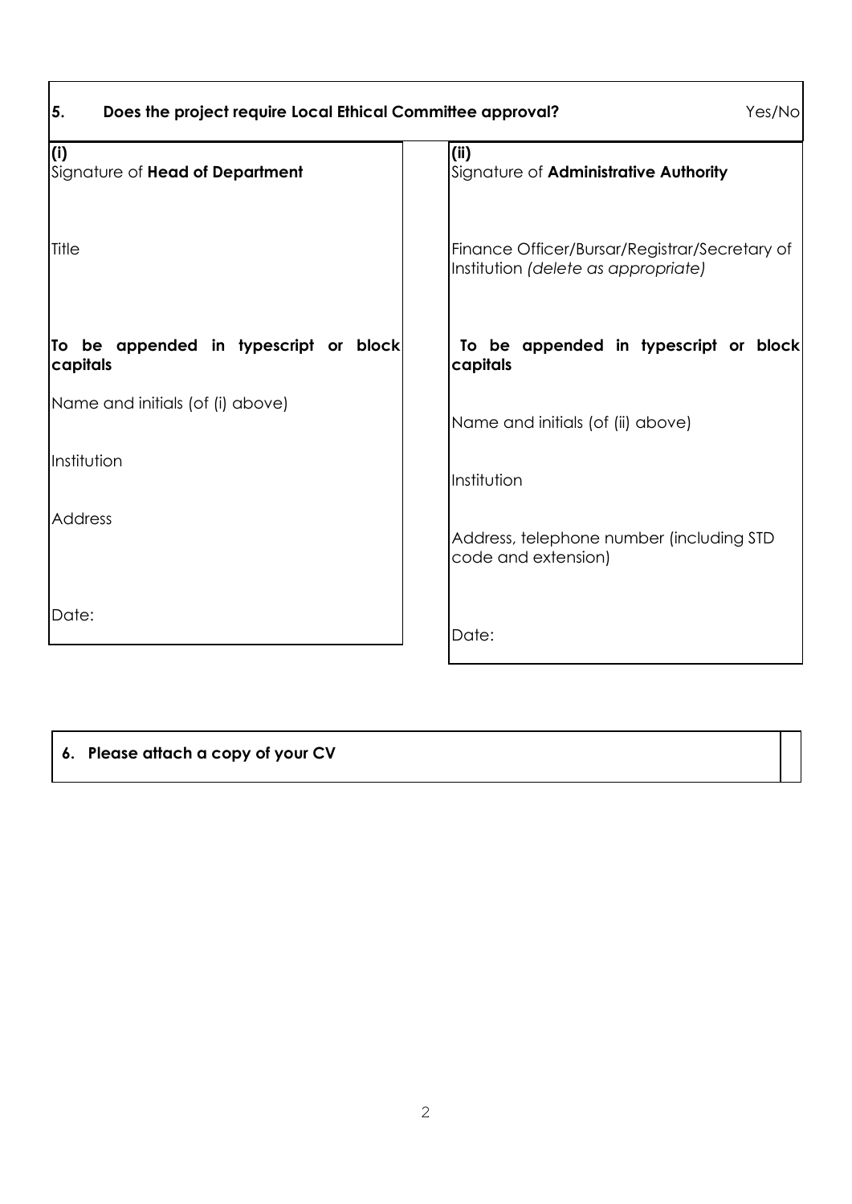**5. Does the project require Local Ethical Committee approval?** Yes/No

| | |
|---|---|
| **(i)**<br>Signature of **Head of Department** | **(ii)**<br>Signature of **Administrative Authority** |
| Title | Finance Officer/Bursar/Registrar/Secretary of Institution *(delete as appropriate)* |
| **To be appended in typescript or block capitals** | **To be appended in typescript or block capitals** |
| Name and initials (of (i) above) | Name and initials (of (ii) above) |
| Institution | Institution |
| Address | Address, telephone number (including STD code and extension) |
| Date: | Date: |

**6. Please attach a copy of your CV**